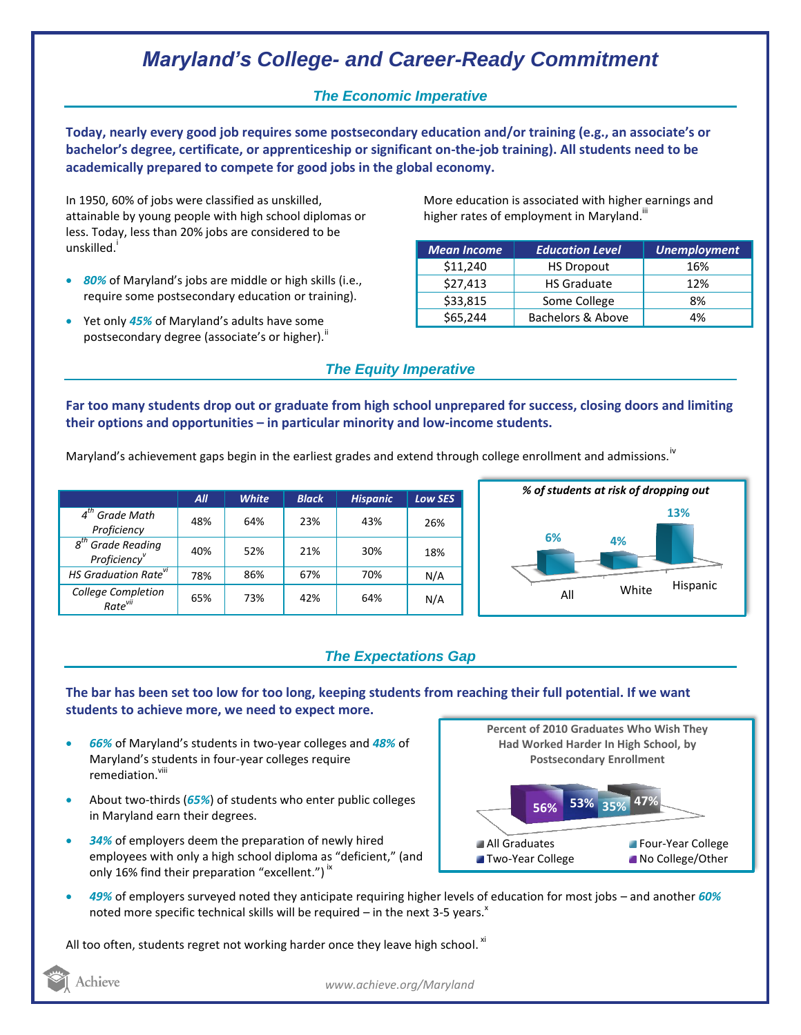# Maryland's College- and Career-Ready Commitment

## The Economic Imperative

**Today, nearly every good job requires some postsecondary education and/or training (e.g., an associate's or bachelor's degree, certificate, or apprenticeship or significant on-the-job training). All students need to be academically prepared to compete for good jobs in the global economy.**

In 1950, 60% of jobs were classified as unskilled, attainable by young people with high school diplomas or less. Today, less than 20% jobs are considered to be unskilled.[i]

- ***80%*** of Maryland's jobs are middle or high skills (i.e., require some postsecondary education or training).
- Yet only ***45%*** of Maryland's adults have some postsecondary degree (associate's or higher).[ii]

More education is associated with higher earnings and higher rates of employment in Maryland.[iii]

| Mean Income | Education Level | Unemployment |
|---|---|---|
| $11,240 | HS Dropout | 16% |
| $27,413 | HS Graduate | 12% |
| $33,815 | Some College | 8% |
| $65,244 | Bachelors & Above | 4% |

## The Equity Imperative

**Far too many students drop out or graduate from high school unprepared for success, closing doors and limiting their options and opportunities – in particular minority and low-income students.**

Maryland's achievement gaps begin in the earliest grades and extend through college enrollment and admissions.[iv]

| | All | White | Black | Hispanic | Low SES |
|---|---|---|---|---|---|
| 4th Grade Math Proficiency | 48% | 64% | 23% | 43% | 26% |
| 8th Grade Reading Proficiency[v] | 40% | 52% | 21% | 30% | 18% |
| HS Graduation Rate[vi] | 78% | 86% | 67% | 70% | N/A |
| College Completion Rate[vii] | 65% | 73% | 42% | 64% | N/A |

*% of students at risk of dropping out*

| All | White | Hispanic |
|---|---|---|
| 6% | 4% | 13% |

## The Expectations Gap

**The bar has been set too low for too long, keeping students from reaching their full potential. If we want students to achieve more, we need to expect more.**

- ***66%*** of Maryland's students in two-year colleges and ***48%*** of Maryland's students in four-year colleges require remediation.[viii]
- About two-thirds (***65%***) of students who enter public colleges in Maryland earn their degrees.
- ***34%*** of employers deem the preparation of newly hired employees with only a high school diploma as "deficient," (and only 16% find their preparation "excellent.")[ix]

**Percent of 2010 Graduates Who Wish They Had Worked Harder In High School, by Postsecondary Enrollment**

| No College/Other | Two-Year College | Four-Year College | All Graduates |
|---|---|---|---|
| 56% | 53% | 35% | 47% |

- ***49%*** of employers surveyed noted they anticipate requiring higher levels of education for most jobs – and another ***60%*** noted more specific technical skills will be required – in the next 3-5 years.[x]

All too often, students regret not working harder once they leave high school.[xi]

Achieve

www.achieve.org/Maryland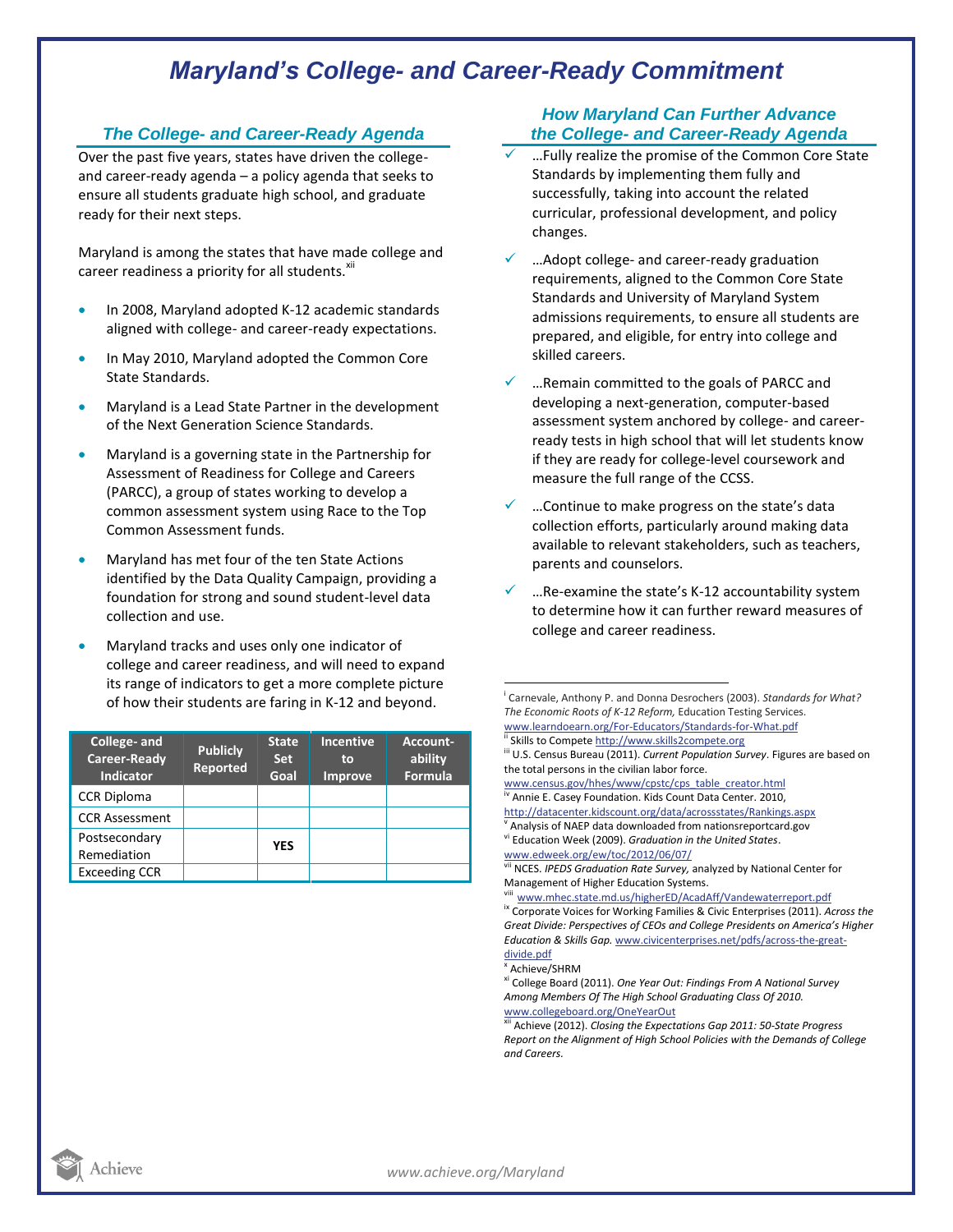# Maryland's College- and Career-Ready Commitment

## The College- and Career-Ready Agenda

Over the past five years, states have driven the college- and career-ready agenda – a policy agenda that seeks to ensure all students graduate high school, and graduate ready for their next steps.

Maryland is among the states that have made college and career readiness a priority for all students.[xii]

- In 2008, Maryland adopted K-12 academic standards aligned with college- and career-ready expectations.
- In May 2010, Maryland adopted the Common Core State Standards.
- Maryland is a Lead State Partner in the development of the Next Generation Science Standards.
- Maryland is a governing state in the Partnership for Assessment of Readiness for College and Careers (PARCC), a group of states working to develop a common assessment system using Race to the Top Common Assessment funds.
- Maryland has met four of the ten State Actions identified by the Data Quality Campaign, providing a foundation for strong and sound student-level data collection and use.
- Maryland tracks and uses only one indicator of college and career readiness, and will need to expand its range of indicators to get a more complete picture of how their students are faring in K-12 and beyond.

| College- and Career-Ready Indicator | Publicly Reported | State Set Goal | Incentive to Improve | Account-ability Formula |
|---|---|---|---|---|
| CCR Diploma | | | | |
| CCR Assessment | | | | |
| Postsecondary Remediation | | YES | | |
| Exceeding CCR | | | | |

## How Maryland Can Further Advance the College- and Career-Ready Agenda

- ✓ …Fully realize the promise of the Common Core State Standards by implementing them fully and successfully, taking into account the related curricular, professional development, and policy changes.
- ✓ …Adopt college- and career-ready graduation requirements, aligned to the Common Core State Standards and University of Maryland System admissions requirements, to ensure all students are prepared, and eligible, for entry into college and skilled careers.
- ✓ …Remain committed to the goals of PARCC and developing a next-generation, computer-based assessment system anchored by college- and career-ready tests in high school that will let students know if they are ready for college-level coursework and measure the full range of the CCSS.
- ✓ …Continue to make progress on the state's data collection efforts, particularly around making data available to relevant stakeholders, such as teachers, parents and counselors.
- ✓ …Re-examine the state's K-12 accountability system to determine how it can further reward measures of college and career readiness.

---

[i] Carnevale, Anthony P. and Donna Desrochers (2003). *Standards for What? The Economic Roots of K-12 Reform,* Education Testing Services. www.learndoearn.org/For-Educators/Standards-for-What.pdf

[ii] Skills to Compete http://www.skills2compete.org

[iii] U.S. Census Bureau (2011). *Current Population Survey*. Figures are based on the total persons in the civilian labor force. www.census.gov/hhes/www/cpstc/cps_table_creator.html

[iv] Annie E. Casey Foundation. Kids Count Data Center. 2010, http://datacenter.kidscount.org/data/acrossstates/Rankings.aspx

[v] Analysis of NAEP data downloaded from nationsreportcard.gov

[vi] Education Week (2009). *Graduation in the United States*. www.edweek.org/ew/toc/2012/06/07/

[vii] NCES. *IPEDS Graduation Rate Survey,* analyzed by National Center for Management of Higher Education Systems.

[viii] www.mhec.state.md.us/higherED/AcadAff/Vandewaterreport.pdf

[ix] Corporate Voices for Working Families & Civic Enterprises (2011). *Across the Great Divide: Perspectives of CEOs and College Presidents on America's Higher Education & Skills Gap.* www.civicenterprises.net/pdfs/across-the-great-divide.pdf

[x] Achieve/SHRM

[xi] College Board (2011). *One Year Out: Findings From A National Survey Among Members Of The High School Graduating Class Of 2010.* www.collegeboard.org/OneYearOut

[xii] Achieve (2012). *Closing the Expectations Gap 2011: 50-State Progress Report on the Alignment of High School Policies with the Demands of College and Careers.*